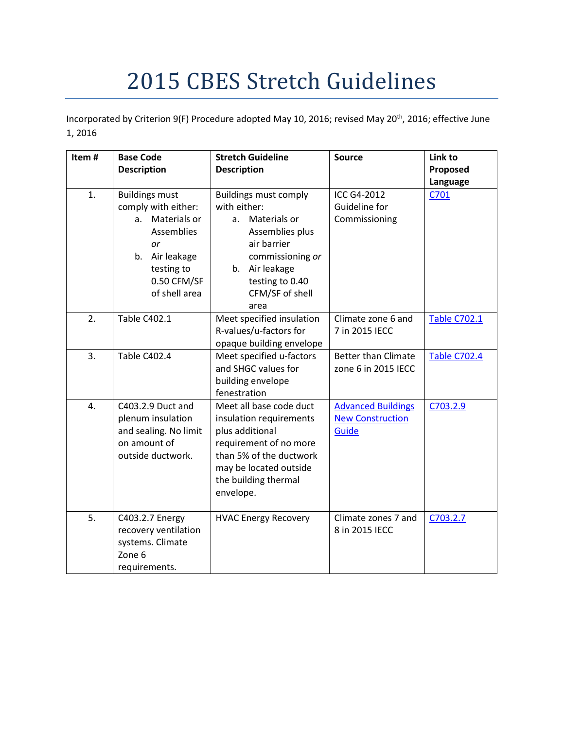# 2015 CBES Stretch Guidelines

Incorporated by Criterion 9(F) Procedure adopted May 10, 2016; revised May 20th, 2016; effective June 1, 2016

| Item # | Base Code Description | Stretch Guideline Description | Source | Link to Proposed Language |
|---|---|---|---|---|
| 1. | Buildings must comply with either: a. Materials or Assemblies *or* b. Air leakage testing to 0.50 CFM/SF of shell area | Buildings must comply with either: a. Materials or Assemblies plus air barrier commissioning *or* b. Air leakage testing to 0.40 CFM/SF of shell area | ICC G4-2012 Guideline for Commissioning | C701 |
| 2. | Table C402.1 | Meet specified insulation R-values/u-factors for opaque building envelope | Climate zone 6 and 7 in 2015 IECC | Table C702.1 |
| 3. | Table C402.4 | Meet specified u-factors and SHGC values for building envelope fenestration | Better than Climate zone 6 in 2015 IECC | Table C702.4 |
| 4. | C403.2.9 Duct and plenum insulation and sealing. No limit on amount of outside ductwork. | Meet all base code duct insulation requirements plus additional requirement of no more than 5% of the ductwork may be located outside the building thermal envelope. | Advanced Buildings New Construction Guide | C703.2.9 |
| 5. | C403.2.7 Energy recovery ventilation systems. Climate Zone 6 requirements. | HVAC Energy Recovery | Climate zones 7 and 8 in 2015 IECC | C703.2.7 |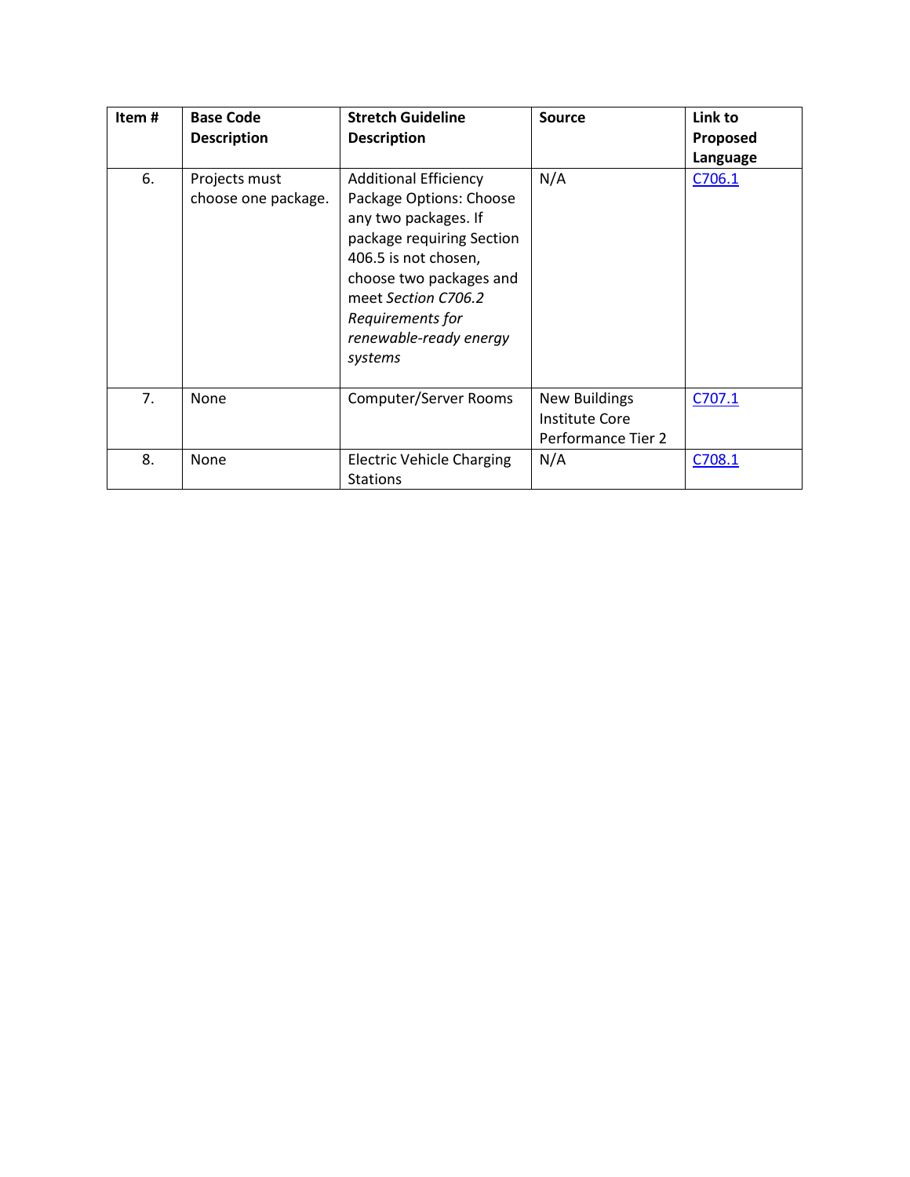| Item # | Base Code Description | Stretch Guideline Description | Source | Link to Proposed Language |
|---|---|---|---|---|
| 6. | Projects must choose one package. | Additional Efficiency Package Options: Choose any two packages. If package requiring Section 406.5 is not chosen, choose two packages and meet *Section C706.2 Requirements for renewable-ready energy systems* | N/A | C706.1 |
| 7. | None | Computer/Server Rooms | New Buildings Institute Core Performance Tier 2 | C707.1 |
| 8. | None | Electric Vehicle Charging Stations | N/A | C708.1 |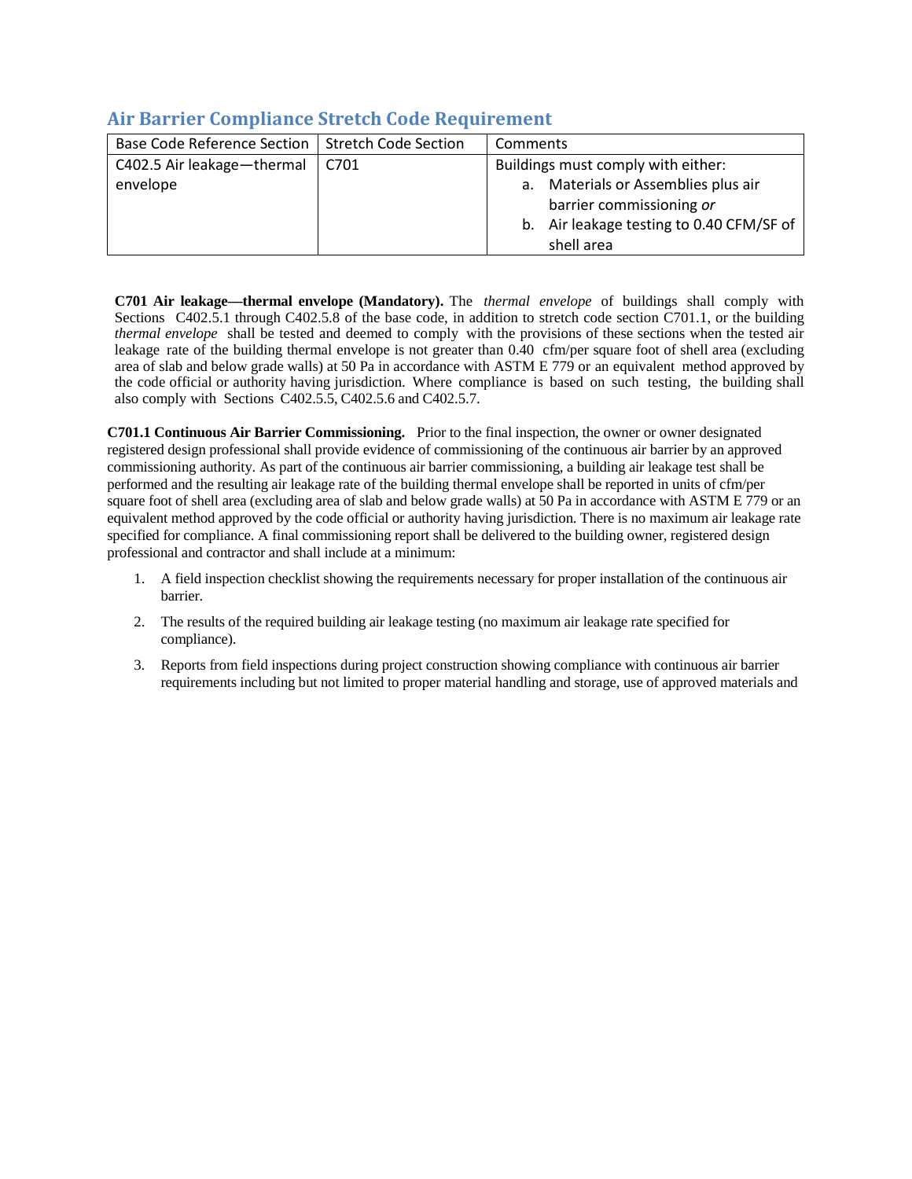## Air Barrier Compliance Stretch Code Requirement

| Base Code Reference Section | Stretch Code Section | Comments |
|---|---|---|
| C402.5 Air leakage—thermal envelope | C701 | Buildings must comply with either:<br>a. Materials or Assemblies plus air barrier commissioning *or*<br>b. Air leakage testing to 0.40 CFM/SF of shell area |

**C701 Air leakage—thermal envelope (Mandatory).** The *thermal envelope* of buildings shall comply with Sections C402.5.1 through C402.5.8 of the base code, in addition to stretch code section C701.1, or the building *thermal envelope* shall be tested and deemed to comply with the provisions of these sections when the tested air leakage rate of the building thermal envelope is not greater than 0.40 cfm/per square foot of shell area (excluding area of slab and below grade walls) at 50 Pa in accordance with ASTM E 779 or an equivalent method approved by the code official or authority having jurisdiction. Where compliance is based on such testing, the building shall also comply with Sections C402.5.5, C402.5.6 and C402.5.7.

**C701.1 Continuous Air Barrier Commissioning.** Prior to the final inspection, the owner or owner designated registered design professional shall provide evidence of commissioning of the continuous air barrier by an approved commissioning authority. As part of the continuous air barrier commissioning, a building air leakage test shall be performed and the resulting air leakage rate of the building thermal envelope shall be reported in units of cfm/per square foot of shell area (excluding area of slab and below grade walls) at 50 Pa in accordance with ASTM E 779 or an equivalent method approved by the code official or authority having jurisdiction. There is no maximum air leakage rate specified for compliance. A final commissioning report shall be delivered to the building owner, registered design professional and contractor and shall include at a minimum:

1. A field inspection checklist showing the requirements necessary for proper installation of the continuous air barrier.
2. The results of the required building air leakage testing (no maximum air leakage rate specified for compliance).
3. Reports from field inspections during project construction showing compliance with continuous air barrier requirements including but not limited to proper material handling and storage, use of approved materials and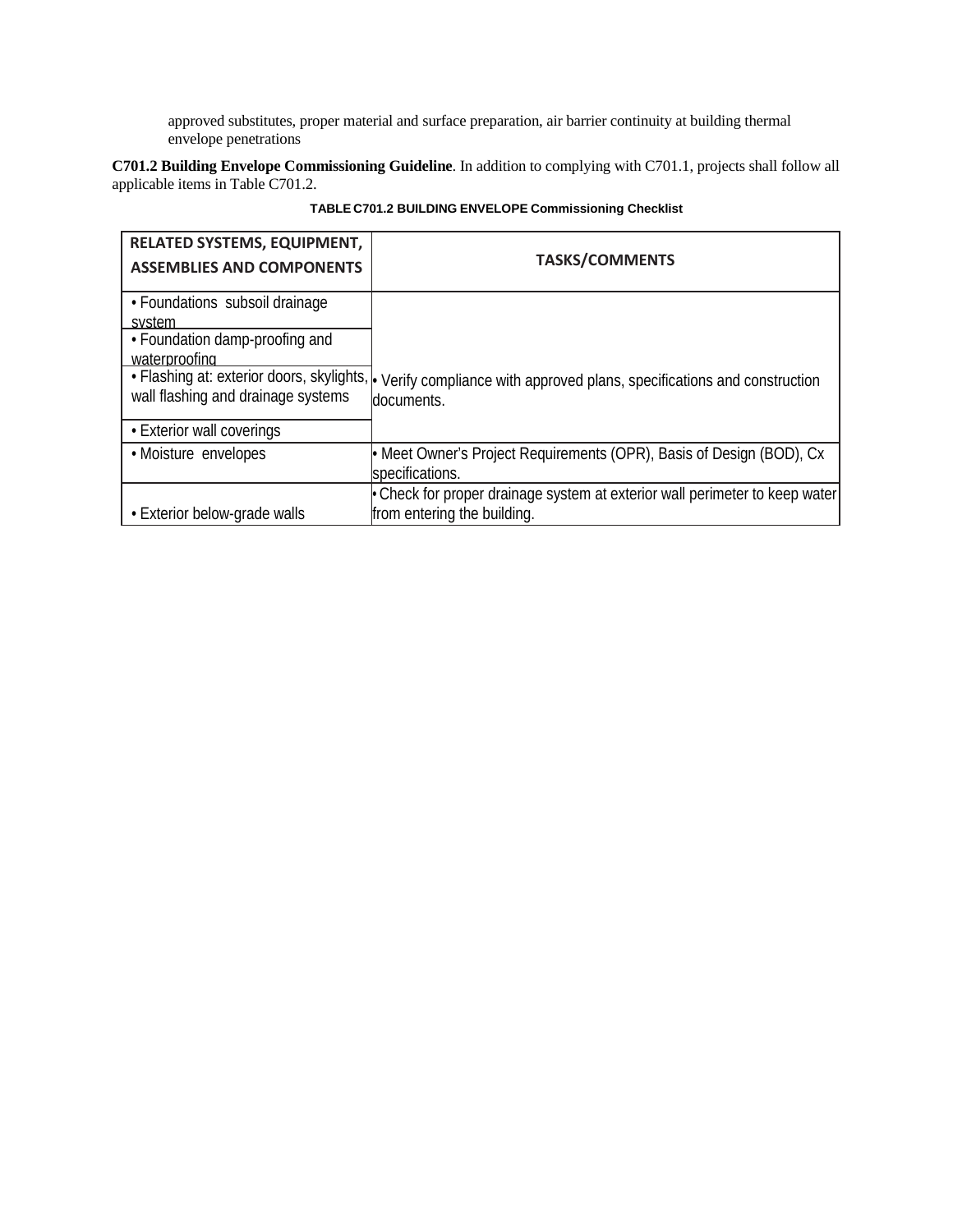approved substitutes, proper material and surface preparation, air barrier continuity at building thermal envelope penetrations

**C701.2 Building Envelope Commissioning Guideline**. In addition to complying with C701.1, projects shall follow all applicable items in Table C701.2.

**TABLE C701.2 BUILDING ENVELOPE Commissioning Checklist**

| RELATED SYSTEMS, EQUIPMENT, ASSEMBLIES AND COMPONENTS | TASKS/COMMENTS |
|---|---|
| • Foundations subsoil drainage system | • Verify compliance with approved plans, specifications and construction documents. |
| • Foundation damp-proofing and waterproofing | |
| • Flashing at: exterior doors, skylights, wall flashing and drainage systems | |
| • Exterior wall coverings | |
| • Moisture envelopes | • Meet Owner's Project Requirements (OPR), Basis of Design (BOD), Cx specifications. |
| • Exterior below-grade walls | • Check for proper drainage system at exterior wall perimeter to keep water from entering the building. |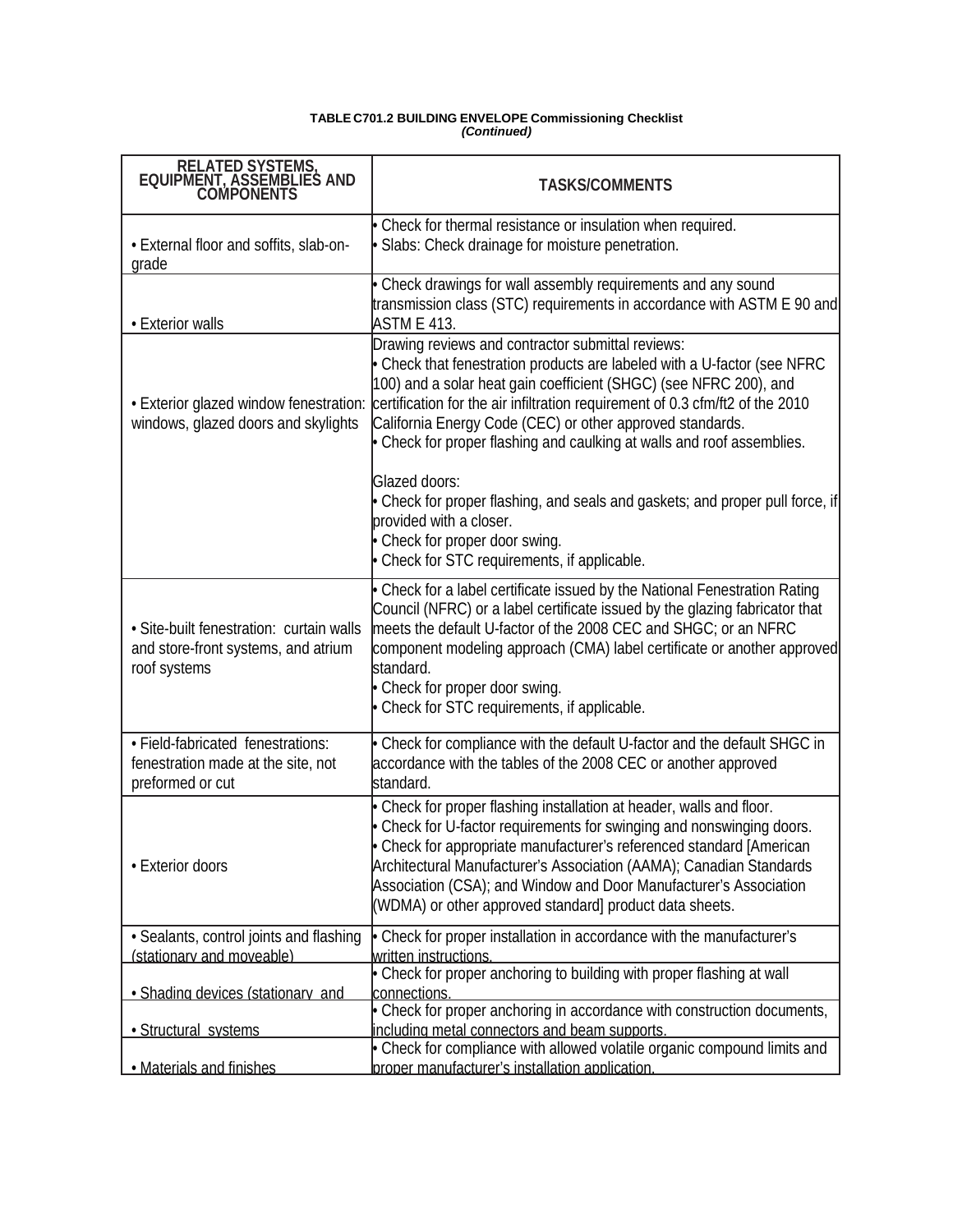**TABLE C701.2 BUILDING ENVELOPE Commissioning Checklist**
***(Continued)***

| RELATED SYSTEMS, EQUIPMENT, ASSEMBLIES AND COMPONENTS | TASKS/COMMENTS |
|---|---|
| • External floor and soffits, slab-on-grade | • Check for thermal resistance or insulation when required.<br>• Slabs: Check drainage for moisture penetration. |
| • Exterior walls | • Check drawings for wall assembly requirements and any sound transmission class (STC) requirements in accordance with ASTM E 90 and ASTM E 413. |
| • Exterior glazed window fenestration: windows, glazed doors and skylights | Drawing reviews and contractor submittal reviews:<br>• Check that fenestration products are labeled with a U-factor (see NFRC 100) and a solar heat gain coefficient (SHGC) (see NFRC 200), and certification for the air infiltration requirement of 0.3 cfm/ft2 of the 2010 California Energy Code (CEC) or other approved standards.<br>• Check for proper flashing and caulking at walls and roof assemblies.<br><br>Glazed doors:<br>• Check for proper flashing, and seals and gaskets; and proper pull force, if provided with a closer.<br>• Check for proper door swing.<br>• Check for STC requirements, if applicable. |
| • Site-built fenestration: curtain walls and store-front systems, and atrium roof systems | • Check for a label certificate issued by the National Fenestration Rating Council (NFRC) or a label certificate issued by the glazing fabricator that meets the default U-factor of the 2008 CEC and SHGC; or an NFRC component modeling approach (CMA) label certificate or another approved standard.<br>• Check for proper door swing.<br>• Check for STC requirements, if applicable. |
| • Field-fabricated fenestrations: fenestration made at the site, not preformed or cut | • Check for compliance with the default U-factor and the default SHGC in accordance with the tables of the 2008 CEC or another approved standard. |
| • Exterior doors | • Check for proper flashing installation at header, walls and floor.<br>• Check for U-factor requirements for swinging and nonswinging doors.<br>• Check for appropriate manufacturer's referenced standard [American Architectural Manufacturer's Association (AAMA); Canadian Standards Association (CSA); and Window and Door Manufacturer's Association (WDMA) or other approved standard] product data sheets. |
| • Sealants, control joints and flashing (stationary and moveable) | • Check for proper installation in accordance with the manufacturer's written instructions. |
| • Shading devices (stationary and | • Check for proper anchoring to building with proper flashing at wall connections. |
| • Structural systems | • Check for proper anchoring in accordance with construction documents, including metal connectors and beam supports. |
| • Materials and finishes | • Check for compliance with allowed volatile organic compound limits and proper manufacturer's installation application. |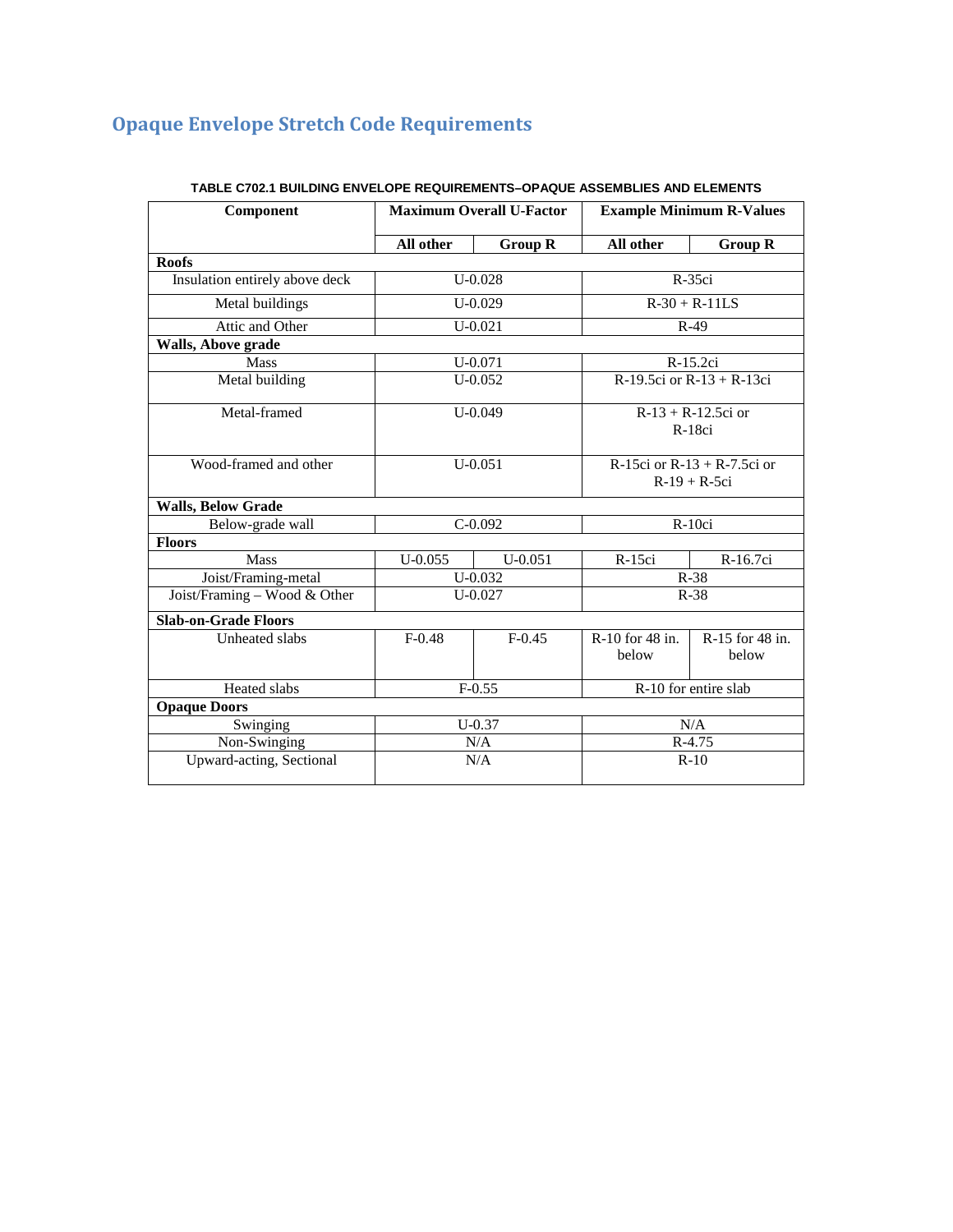# Opaque Envelope Stretch Code Requirements

**TABLE C702.1 BUILDING ENVELOPE REQUIREMENTS–OPAQUE ASSEMBLIES AND ELEMENTS**

| Component | Maximum Overall U-Factor | | Example Minimum R-Values | |
|---|---|---|---|---|
| | All other | Group R | All other | Group R |
| **Roofs** | | | | |
| Insulation entirely above deck | U-0.028 | | R-35ci | |
| Metal buildings | U-0.029 | | R-30 + R-11LS | |
| Attic and Other | U-0.021 | | R-49 | |
| **Walls, Above grade** | | | | |
| Mass | U-0.071 | | R-15.2ci | |
| Metal building | U-0.052 | | R-19.5ci or R-13 + R-13ci | |
| Metal-framed | U-0.049 | | R-13 + R-12.5ci or R-18ci | |
| Wood-framed and other | U-0.051 | | R-15ci or R-13 + R-7.5ci or R-19 + R-5ci | |
| **Walls, Below Grade** | | | | |
| Below-grade wall | C-0.092 | | R-10ci | |
| **Floors** | | | | |
| Mass | U-0.055 | U-0.051 | R-15ci | R-16.7ci |
| Joist/Framing-metal | U-0.032 | | R-38 | |
| Joist/Framing – Wood & Other | U-0.027 | | R-38 | |
| **Slab-on-Grade Floors** | | | | |
| Unheated slabs | F-0.48 | F-0.45 | R-10 for 48 in. below | R-15 for 48 in. below |
| Heated slabs | F-0.55 | | R-10 for entire slab | |
| **Opaque Doors** | | | | |
| Swinging | U-0.37 | | N/A | |
| Non-Swinging | N/A | | R-4.75 | |
| Upward-acting, Sectional | N/A | | R-10 | |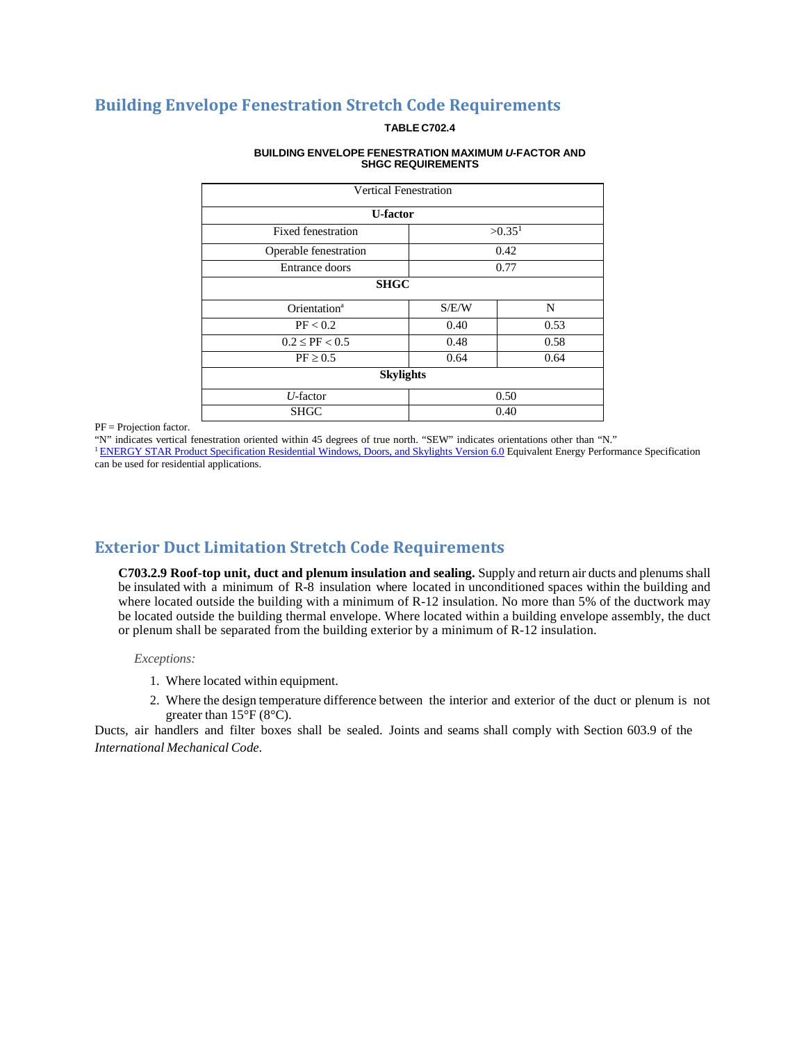## Building Envelope Fenestration Stretch Code Requirements

**TABLE C702.4**

**BUILDING ENVELOPE FENESTRATION MAXIMUM *U*-FACTOR AND SHGC REQUIREMENTS**

| Vertical Fenestration | | |
|---|---|---|
| **U-factor** | | |
| Fixed fenestration | >0.35[1] | |
| Operable fenestration | 0.42 | |
| Entrance doors | 0.77 | |
| **SHGC** | | |
| Orientation[a] | S/E/W | N |
| PF < 0.2 | 0.40 | 0.53 |
| 0.2 ≤ PF < 0.5 | 0.48 | 0.58 |
| PF ≥ 0.5 | 0.64 | 0.64 |
| **Skylights** | | |
| *U*-factor | 0.50 | |
| SHGC | 0.40 | |

PF = Projection factor.

"N" indicates vertical fenestration oriented within 45 degrees of true north. "SEW" indicates orientations other than "N."

[1] ENERGY STAR Product Specification Residential Windows, Doors, and Skylights Version 6.0 Equivalent Energy Performance Specification can be used for residential applications.

## Exterior Duct Limitation Stretch Code Requirements

**C703.2.9 Roof-top unit, duct and plenum insulation and sealing.** Supply and return air ducts and plenums shall be insulated with a minimum of R-8 insulation where located in unconditioned spaces within the building and where located outside the building with a minimum of R-12 insulation. No more than 5% of the ductwork may be located outside the building thermal envelope. Where located within a building envelope assembly, the duct or plenum shall be separated from the building exterior by a minimum of R-12 insulation.

*Exceptions:*

1. Where located within equipment.
2. Where the design temperature difference between the interior and exterior of the duct or plenum is not greater than 15°F (8°C).

Ducts, air handlers and filter boxes shall be sealed. Joints and seams shall comply with Section 603.9 of the *International Mechanical Code*.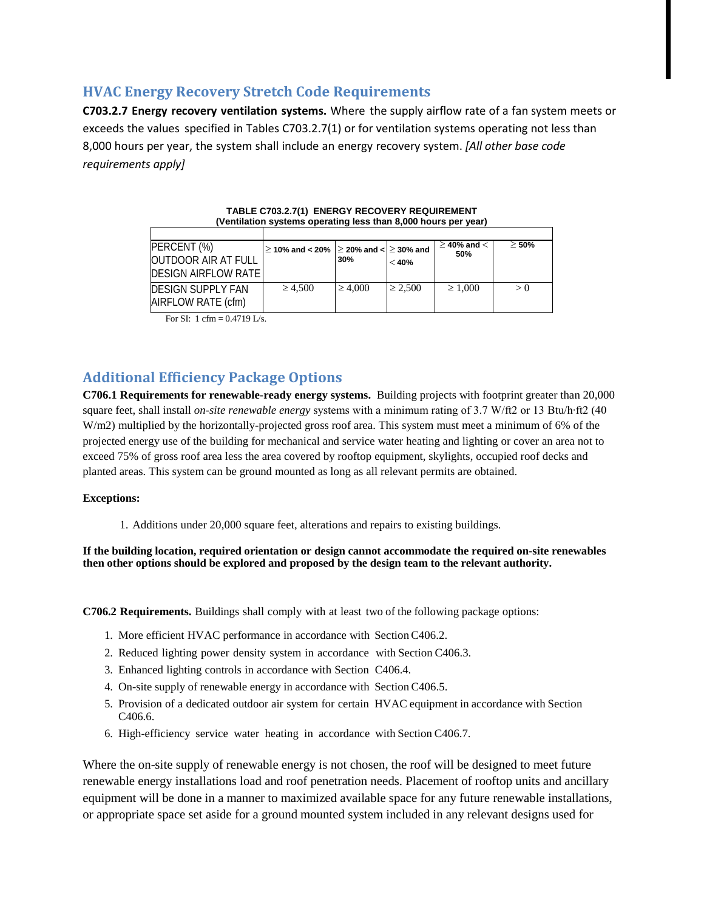## HVAC Energy Recovery Stretch Code Requirements

**C703.2.7 Energy recovery ventilation systems.** Where the supply airflow rate of a fan system meets or exceeds the values specified in Tables C703.2.7(1) or for ventilation systems operating not less than 8,000 hours per year, the system shall include an energy recovery system. *[All other base code requirements apply]*

**TABLE C703.2.7(1) ENERGY RECOVERY REQUIREMENT**
**(Ventilation systems operating less than 8,000 hours per year)**

| | | | | | |
|---|---|---|---|---|---|
| PERCENT (%) OUTDOOR AIR AT FULL DESIGN AIRFLOW RATE | ≥ 10% and < 20% | ≥ 20% and < 30% | ≥ 30% and < 40% | ≥ 40% and < 50% | ≥ 50% |
| DESIGN SUPPLY FAN AIRFLOW RATE (cfm) | ≥ 4,500 | ≥ 4,000 | ≥ 2,500 | ≥ 1,000 | > 0 |

For SI: 1 cfm = 0.4719 L/s.

## Additional Efficiency Package Options

**C706.1 Requirements for renewable-ready energy systems.** Building projects with footprint greater than 20,000 square feet, shall install *on-site renewable energy* systems with a minimum rating of 3.7 W/ft2 or 13 Btu/h·ft2 (40 W/m2) multiplied by the horizontally-projected gross roof area. This system must meet a minimum of 6% of the projected energy use of the building for mechanical and service water heating and lighting or cover an area not to exceed 75% of gross roof area less the area covered by rooftop equipment, skylights, occupied roof decks and planted areas. This system can be ground mounted as long as all relevant permits are obtained.

**Exceptions:**

1. Additions under 20,000 square feet, alterations and repairs to existing buildings.

**If the building location, required orientation or design cannot accommodate the required on-site renewables then other options should be explored and proposed by the design team to the relevant authority.**

**C706.2 Requirements.** Buildings shall comply with at least two of the following package options:

1. More efficient HVAC performance in accordance with Section C406.2.
2. Reduced lighting power density system in accordance with Section C406.3.
3. Enhanced lighting controls in accordance with Section C406.4.
4. On-site supply of renewable energy in accordance with Section C406.5.
5. Provision of a dedicated outdoor air system for certain HVAC equipment in accordance with Section C406.6.
6. High-efficiency service water heating in accordance with Section C406.7.

Where the on-site supply of renewable energy is not chosen, the roof will be designed to meet future renewable energy installations load and roof penetration needs. Placement of rooftop units and ancillary equipment will be done in a manner to maximized available space for any future renewable installations, or appropriate space set aside for a ground mounted system included in any relevant designs used for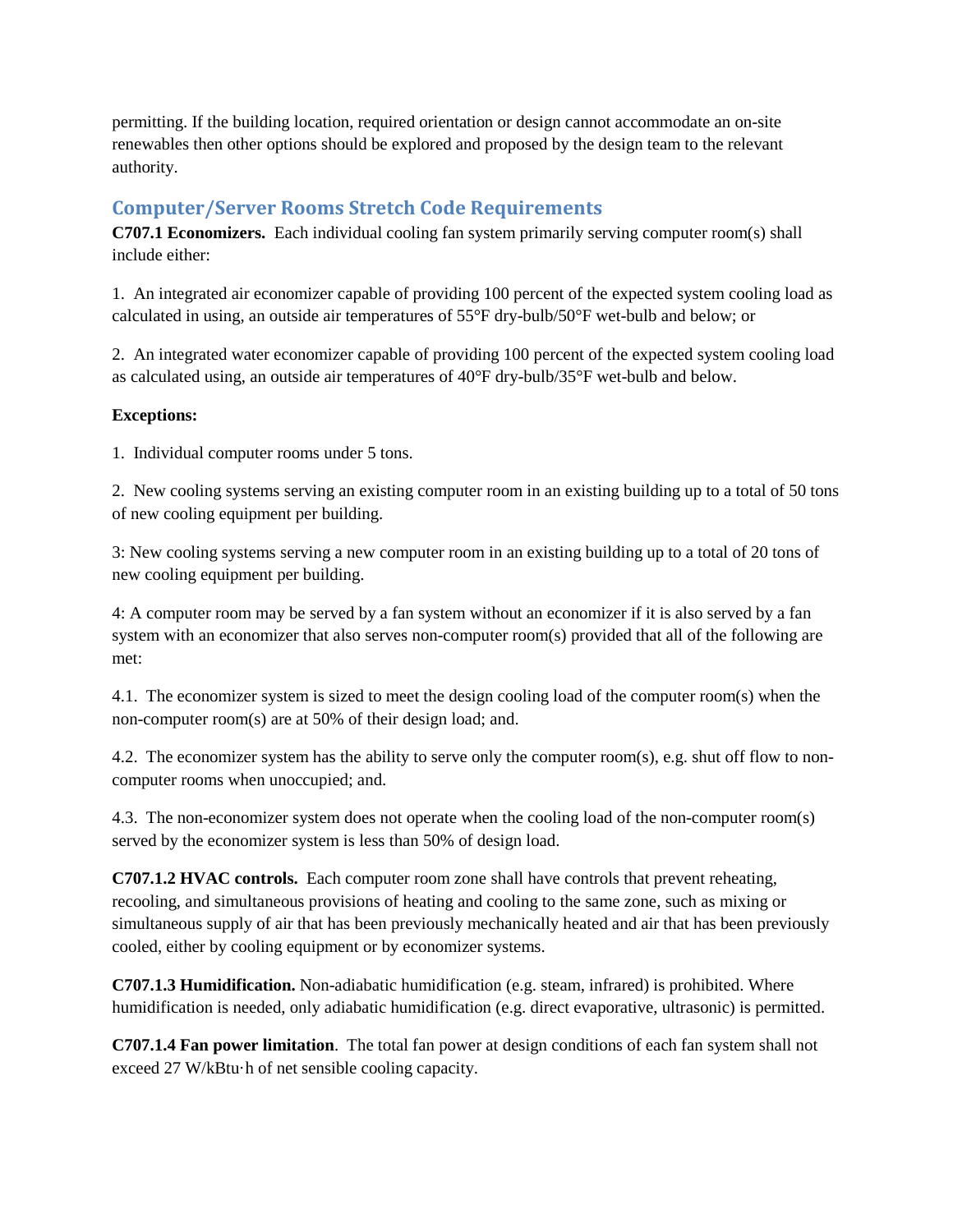permitting. If the building location, required orientation or design cannot accommodate an on-site renewables then other options should be explored and proposed by the design team to the relevant authority.

## Computer/Server Rooms Stretch Code Requirements

**C707.1 Economizers.** Each individual cooling fan system primarily serving computer room(s) shall include either:

1. An integrated air economizer capable of providing 100 percent of the expected system cooling load as calculated in using, an outside air temperatures of 55°F dry-bulb/50°F wet-bulb and below; or

2. An integrated water economizer capable of providing 100 percent of the expected system cooling load as calculated using, an outside air temperatures of 40°F dry-bulb/35°F wet-bulb and below.

**Exceptions:**

1. Individual computer rooms under 5 tons.

2. New cooling systems serving an existing computer room in an existing building up to a total of 50 tons of new cooling equipment per building.

3: New cooling systems serving a new computer room in an existing building up to a total of 20 tons of new cooling equipment per building.

4: A computer room may be served by a fan system without an economizer if it is also served by a fan system with an economizer that also serves non-computer room(s) provided that all of the following are met:

4.1. The economizer system is sized to meet the design cooling load of the computer room(s) when the non-computer room(s) are at 50% of their design load; and.

4.2. The economizer system has the ability to serve only the computer room(s), e.g. shut off flow to non-computer rooms when unoccupied; and.

4.3. The non-economizer system does not operate when the cooling load of the non-computer room(s) served by the economizer system is less than 50% of design load.

**C707.1.2 HVAC controls.** Each computer room zone shall have controls that prevent reheating, recooling, and simultaneous provisions of heating and cooling to the same zone, such as mixing or simultaneous supply of air that has been previously mechanically heated and air that has been previously cooled, either by cooling equipment or by economizer systems.

**C707.1.3 Humidification.** Non-adiabatic humidification (e.g. steam, infrared) is prohibited. Where humidification is needed, only adiabatic humidification (e.g. direct evaporative, ultrasonic) is permitted.

**C707.1.4 Fan power limitation**. The total fan power at design conditions of each fan system shall not exceed 27 W/kBtu·h of net sensible cooling capacity.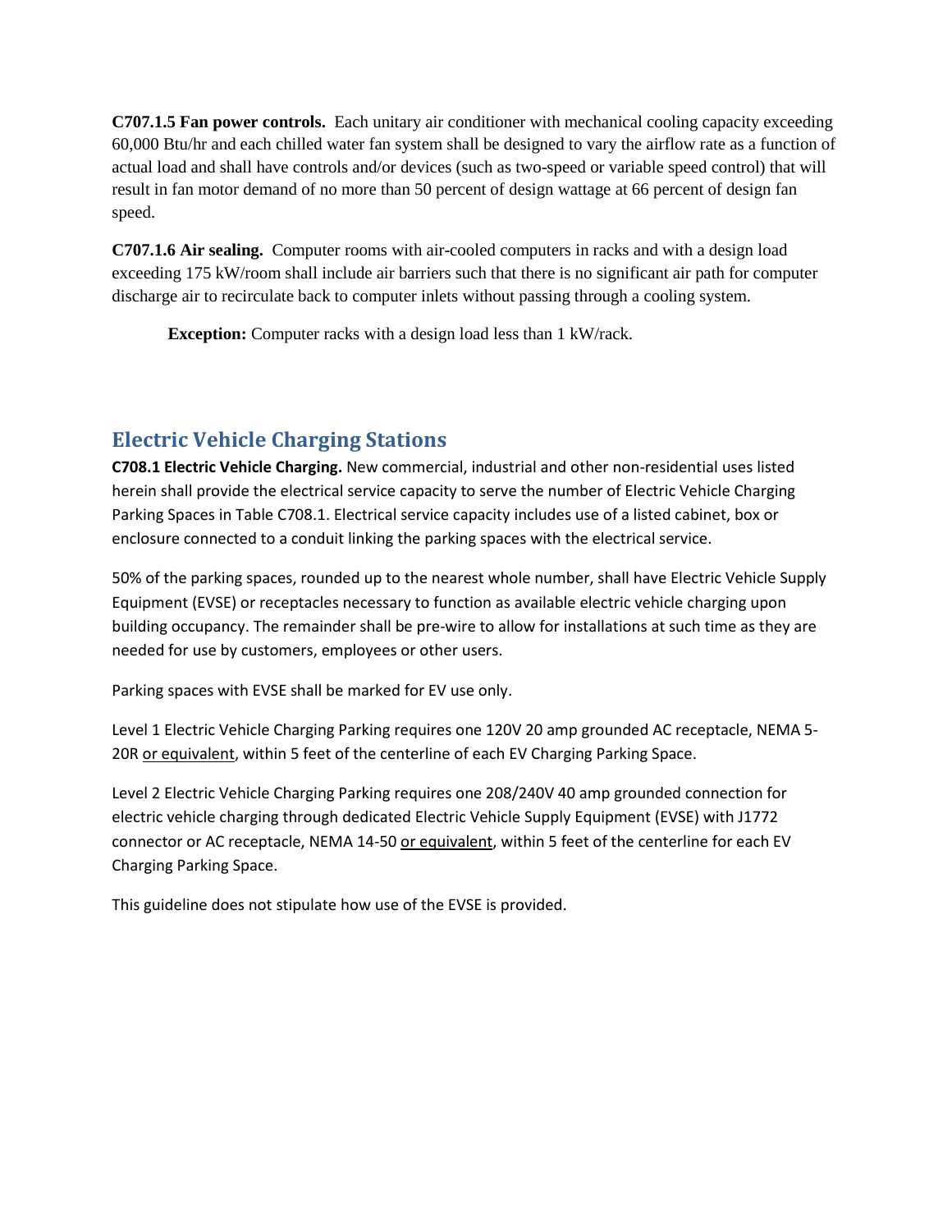**C707.1.5 Fan power controls.** Each unitary air conditioner with mechanical cooling capacity exceeding 60,000 Btu/hr and each chilled water fan system shall be designed to vary the airflow rate as a function of actual load and shall have controls and/or devices (such as two-speed or variable speed control) that will result in fan motor demand of no more than 50 percent of design wattage at 66 percent of design fan speed.

**C707.1.6 Air sealing.** Computer rooms with air-cooled computers in racks and with a design load exceeding 175 kW/room shall include air barriers such that there is no significant air path for computer discharge air to recirculate back to computer inlets without passing through a cooling system.

> **Exception:** Computer racks with a design load less than 1 kW/rack.

## Electric Vehicle Charging Stations

**C708.1 Electric Vehicle Charging.** New commercial, industrial and other non-residential uses listed herein shall provide the electrical service capacity to serve the number of Electric Vehicle Charging Parking Spaces in Table C708.1. Electrical service capacity includes use of a listed cabinet, box or enclosure connected to a conduit linking the parking spaces with the electrical service.

50% of the parking spaces, rounded up to the nearest whole number, shall have Electric Vehicle Supply Equipment (EVSE) or receptacles necessary to function as available electric vehicle charging upon building occupancy. The remainder shall be pre-wire to allow for installations at such time as they are needed for use by customers, employees or other users.

Parking spaces with EVSE shall be marked for EV use only.

Level 1 Electric Vehicle Charging Parking requires one 120V 20 amp grounded AC receptacle, NEMA 5-20R <u>or equivalent</u>, within 5 feet of the centerline of each EV Charging Parking Space.

Level 2 Electric Vehicle Charging Parking requires one 208/240V 40 amp grounded connection for electric vehicle charging through dedicated Electric Vehicle Supply Equipment (EVSE) with J1772 connector or AC receptacle, NEMA 14-50 <u>or equivalent</u>, within 5 feet of the centerline for each EV Charging Parking Space.

This guideline does not stipulate how use of the EVSE is provided.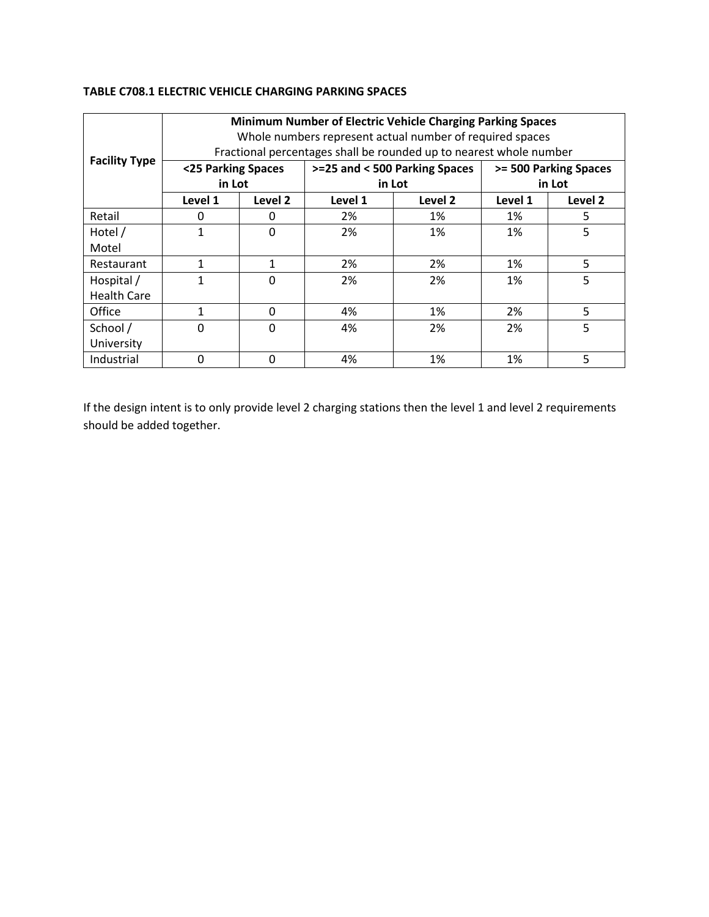**TABLE C708.1 ELECTRIC VEHICLE CHARGING PARKING SPACES**

| Facility Type | Minimum Number of Electric Vehicle Charging Parking Spaces<br>Whole numbers represent actual number of required spaces<br>Fractional percentages shall be rounded up to nearest whole number | | | | | |
|---|---|---|---|---|---|---|
| | **<25 Parking Spaces in Lot** | | **>=25 and < 500 Parking Spaces in Lot** | | **>= 500 Parking Spaces in Lot** | |
| | **Level 1** | **Level 2** | **Level 1** | **Level 2** | **Level 1** | **Level 2** |
| Retail | 0 | 0 | 2% | 1% | 1% | 5 |
| Hotel / Motel | 1 | 0 | 2% | 1% | 1% | 5 |
| Restaurant | 1 | 1 | 2% | 2% | 1% | 5 |
| Hospital / Health Care | 1 | 0 | 2% | 2% | 1% | 5 |
| Office | 1 | 0 | 4% | 1% | 2% | 5 |
| School / University | 0 | 0 | 4% | 2% | 2% | 5 |
| Industrial | 0 | 0 | 4% | 1% | 1% | 5 |

If the design intent is to only provide level 2 charging stations then the level 1 and level 2 requirements should be added together.